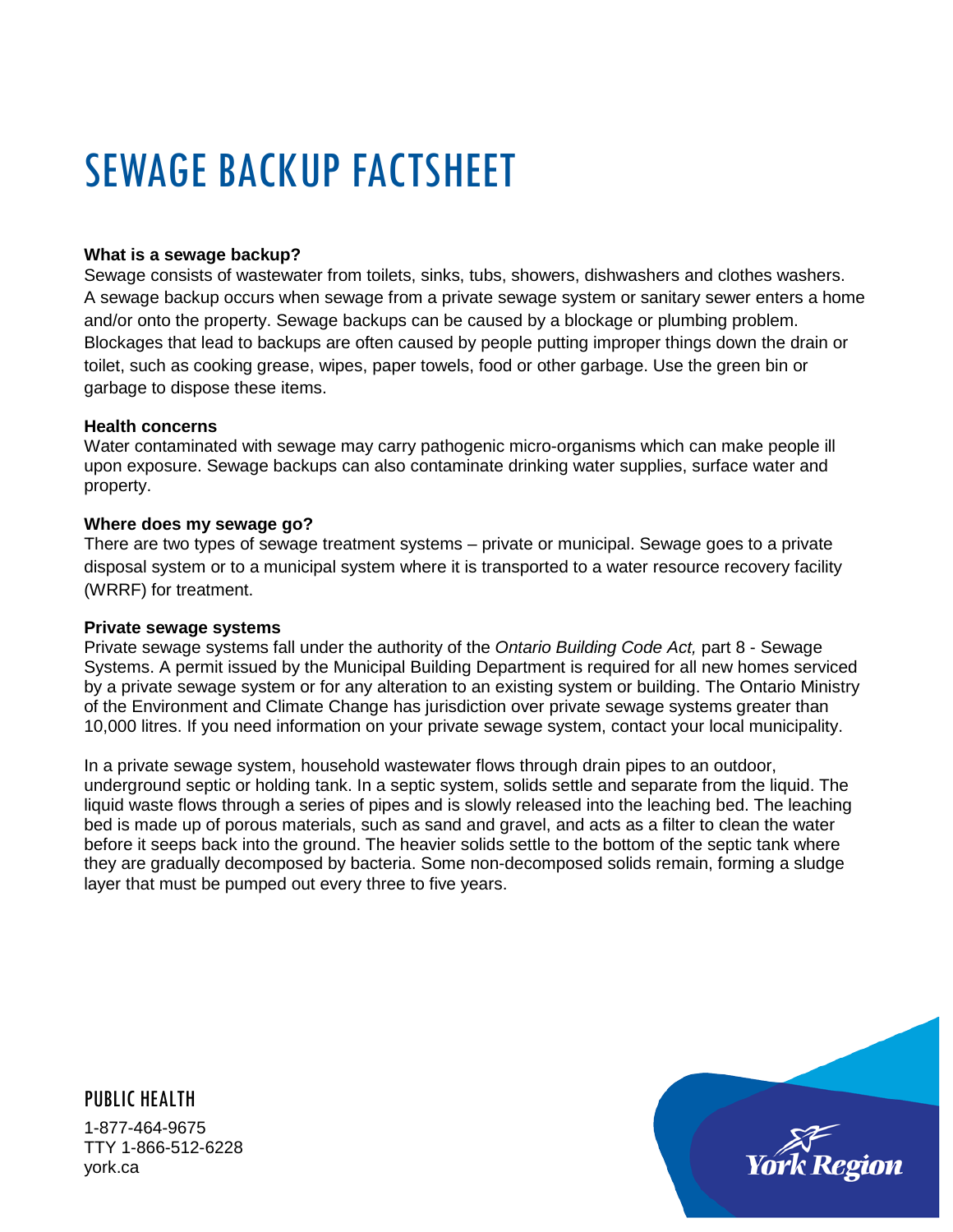# SEWAGE BACKUP FACTSHEET

**What is a sewage backup?**
Sewage consists of wastewater from toilets, sinks, tubs, showers, dishwashers and clothes washers. A sewage backup occurs when sewage from a private sewage system or sanitary sewer enters a home and/or onto the property. Sewage backups can be caused by a blockage or plumbing problem. Blockages that lead to backups are often caused by people putting improper things down the drain or toilet, such as cooking grease, wipes, paper towels, food or other garbage. Use the green bin or garbage to dispose these items.

**Health concerns**
Water contaminated with sewage may carry pathogenic micro-organisms which can make people ill upon exposure. Sewage backups can also contaminate drinking water supplies, surface water and property.

**Where does my sewage go?**
There are two types of sewage treatment systems – private or municipal. Sewage goes to a private disposal system or to a municipal system where it is transported to a water resource recovery facility (WRRF) for treatment.

**Private sewage systems**
Private sewage systems fall under the authority of the *Ontario Building Code Act,* part 8 - Sewage Systems. A permit issued by the Municipal Building Department is required for all new homes serviced by a private sewage system or for any alteration to an existing system or building. The Ontario Ministry of the Environment and Climate Change has jurisdiction over private sewage systems greater than 10,000 litres. If you need information on your private sewage system, contact your local municipality.

In a private sewage system, household wastewater flows through drain pipes to an outdoor, underground septic or holding tank. In a septic system, solids settle and separate from the liquid. The liquid waste flows through a series of pipes and is slowly released into the leaching bed. The leaching bed is made up of porous materials, such as sand and gravel, and acts as a filter to clean the water before it seeps back into the ground. The heavier solids settle to the bottom of the septic tank where they are gradually decomposed by bacteria. Some non-decomposed solids remain, forming a sludge layer that must be pumped out every three to five years.

PUBLIC HEALTH

1-877-464-9675
TTY 1-866-512-6228
york.ca

York Region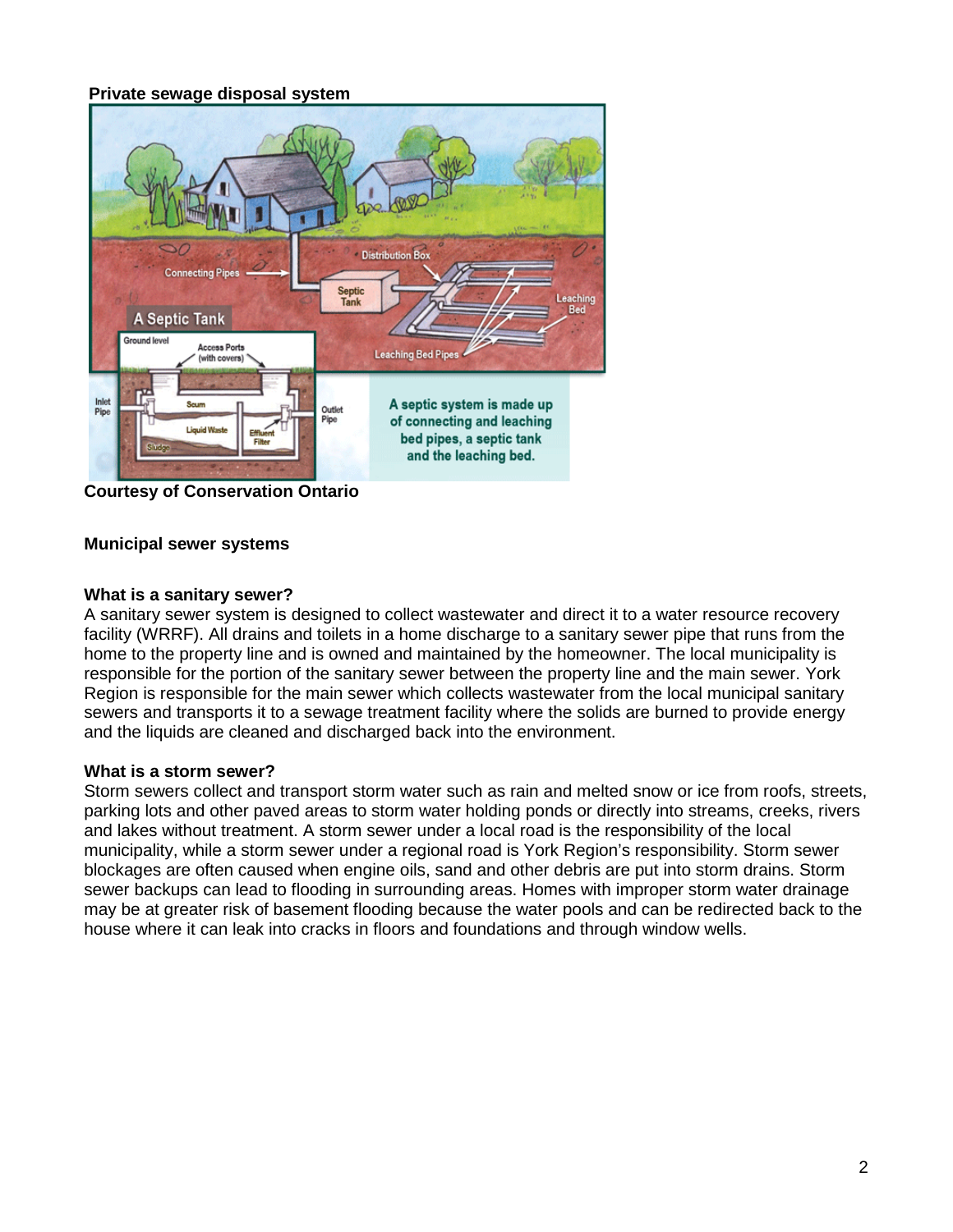**Private sewage disposal system**

**Courtesy of Conservation Ontario**

## Municipal sewer systems

### What is a sanitary sewer?

A sanitary sewer system is designed to collect wastewater and direct it to a water resource recovery facility (WRRF). All drains and toilets in a home discharge to a sanitary sewer pipe that runs from the home to the property line and is owned and maintained by the homeowner. The local municipality is responsible for the portion of the sanitary sewer between the property line and the main sewer. York Region is responsible for the main sewer which collects wastewater from the local municipal sanitary sewers and transports it to a sewage treatment facility where the solids are burned to provide energy and the liquids are cleaned and discharged back into the environment.

### What is a storm sewer?

Storm sewers collect and transport storm water such as rain and melted snow or ice from roofs, streets, parking lots and other paved areas to storm water holding ponds or directly into streams, creeks, rivers and lakes without treatment. A storm sewer under a local road is the responsibility of the local municipality, while a storm sewer under a regional road is York Region's responsibility. Storm sewer blockages are often caused when engine oils, sand and other debris are put into storm drains. Storm sewer backups can lead to flooding in surrounding areas. Homes with improper storm water drainage may be at greater risk of basement flooding because the water pools and can be redirected back to the house where it can leak into cracks in floors and foundations and through window wells.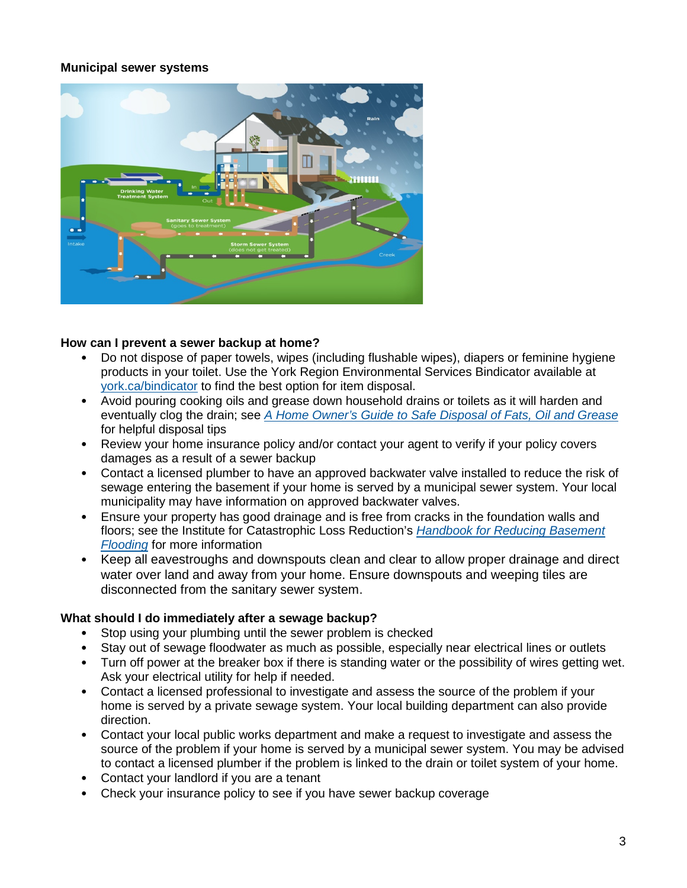**Municipal sewer systems**

**How can I prevent a sewer backup at home?**

- Do not dispose of paper towels, wipes (including flushable wipes), diapers or feminine hygiene products in your toilet. Use the York Region Environmental Services Bindicator available at [york.ca/bindicator](york.ca/bindicator) to find the best option for item disposal.
- Avoid pouring cooking oils and grease down household drains or toilets as it will harden and eventually clog the drain; see *A Home Owner's Guide to Safe Disposal of Fats, Oil and Grease* for helpful disposal tips
- Review your home insurance policy and/or contact your agent to verify if your policy covers damages as a result of a sewer backup
- Contact a licensed plumber to have an approved backwater valve installed to reduce the risk of sewage entering the basement if your home is served by a municipal sewer system. Your local municipality may have information on approved backwater valves.
- Ensure your property has good drainage and is free from cracks in the foundation walls and floors; see the Institute for Catastrophic Loss Reduction's *Handbook for Reducing Basement Flooding* for more information
- Keep all eavestroughs and downspouts clean and clear to allow proper drainage and direct water over land and away from your home. Ensure downspouts and weeping tiles are disconnected from the sanitary sewer system.

**What should I do immediately after a sewage backup?**

- Stop using your plumbing until the sewer problem is checked
- Stay out of sewage floodwater as much as possible, especially near electrical lines or outlets
- Turn off power at the breaker box if there is standing water or the possibility of wires getting wet. Ask your electrical utility for help if needed.
- Contact a licensed professional to investigate and assess the source of the problem if your home is served by a private sewage system. Your local building department can also provide direction.
- Contact your local public works department and make a request to investigate and assess the source of the problem if your home is served by a municipal sewer system. You may be advised to contact a licensed plumber if the problem is linked to the drain or toilet system of your home.
- Contact your landlord if you are a tenant
- Check your insurance policy to see if you have sewer backup coverage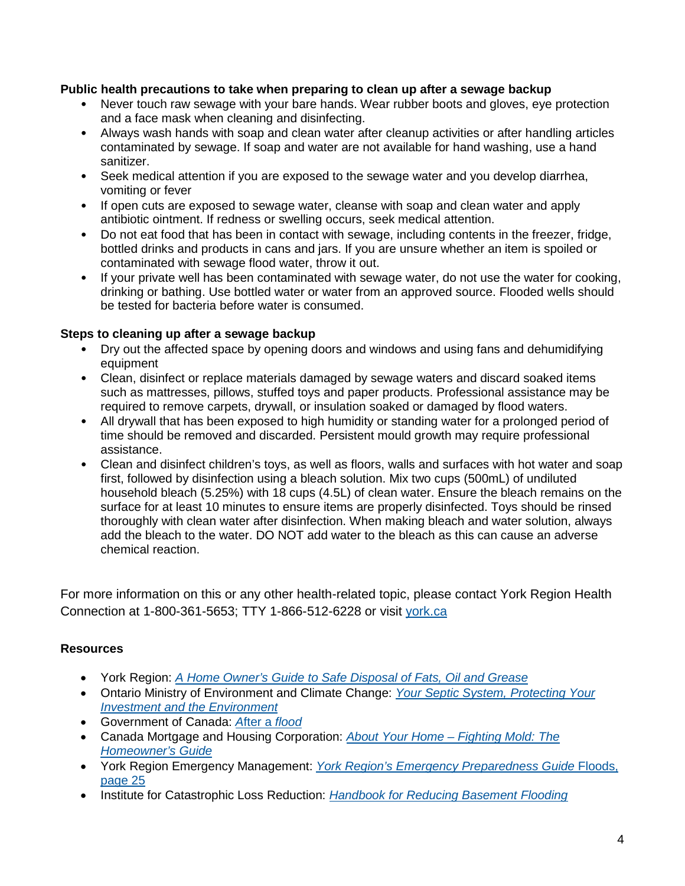**Public health precautions to take when preparing to clean up after a sewage backup**

- Never touch raw sewage with your bare hands. Wear rubber boots and gloves, eye protection and a face mask when cleaning and disinfecting.
- Always wash hands with soap and clean water after cleanup activities or after handling articles contaminated by sewage. If soap and water are not available for hand washing, use a hand sanitizer.
- Seek medical attention if you are exposed to the sewage water and you develop diarrhea, vomiting or fever
- If open cuts are exposed to sewage water, cleanse with soap and clean water and apply antibiotic ointment. If redness or swelling occurs, seek medical attention.
- Do not eat food that has been in contact with sewage, including contents in the freezer, fridge, bottled drinks and products in cans and jars. If you are unsure whether an item is spoiled or contaminated with sewage flood water, throw it out.
- If your private well has been contaminated with sewage water, do not use the water for cooking, drinking or bathing. Use bottled water or water from an approved source. Flooded wells should be tested for bacteria before water is consumed.

**Steps to cleaning up after a sewage backup**

- Dry out the affected space by opening doors and windows and using fans and dehumidifying equipment
- Clean, disinfect or replace materials damaged by sewage waters and discard soaked items such as mattresses, pillows, stuffed toys and paper products. Professional assistance may be required to remove carpets, drywall, or insulation soaked or damaged by flood waters.
- All drywall that has been exposed to high humidity or standing water for a prolonged period of time should be removed and discarded. Persistent mould growth may require professional assistance.
- Clean and disinfect children's toys, as well as floors, walls and surfaces with hot water and soap first, followed by disinfection using a bleach solution. Mix two cups (500mL) of undiluted household bleach (5.25%) with 18 cups (4.5L) of clean water. Ensure the bleach remains on the surface for at least 10 minutes to ensure items are properly disinfected. Toys should be rinsed thoroughly with clean water after disinfection. When making bleach and water solution, always add the bleach to the water. DO NOT add water to the bleach as this can cause an adverse chemical reaction.

For more information on this or any other health-related topic, please contact York Region Health Connection at 1-800-361-5653; TTY 1-866-512-6228 or visit york.ca

**Resources**

- York Region: *A Home Owner's Guide to Safe Disposal of Fats, Oil and Grease*
- Ontario Ministry of Environment and Climate Change: *Your Septic System, Protecting Your Investment and the Environment*
- Government of Canada: After a *flood*
- Canada Mortgage and Housing Corporation: *About Your Home – Fighting Mold: The Homeowner's Guide*
- York Region Emergency Management: *York Region's Emergency Preparedness Guide* Floods, page 25
- Institute for Catastrophic Loss Reduction: *Handbook for Reducing Basement Flooding*